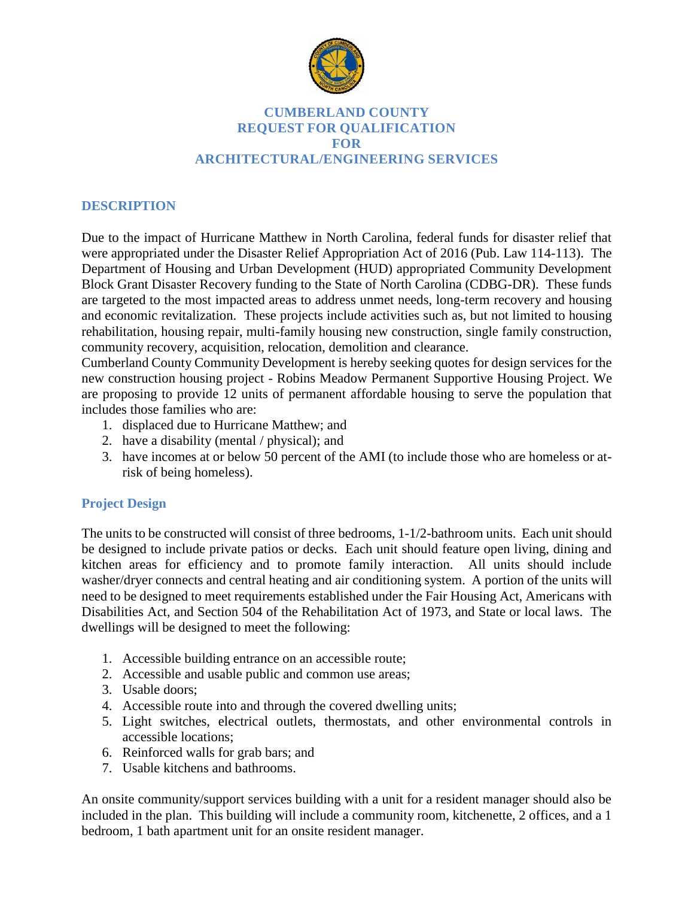# CUMBERLAND COUNTY REQUEST FOR QUALIFICATION FOR ARCHITECTURAL/ENGINEERING SERVICES

## DESCRIPTION

Due to the impact of Hurricane Matthew in North Carolina, federal funds for disaster relief that were appropriated under the Disaster Relief Appropriation Act of 2016 (Pub. Law 114-113). The Department of Housing and Urban Development (HUD) appropriated Community Development Block Grant Disaster Recovery funding to the State of North Carolina (CDBG-DR). These funds are targeted to the most impacted areas to address unmet needs, long-term recovery and housing and economic revitalization. These projects include activities such as, but not limited to housing rehabilitation, housing repair, multi-family housing new construction, single family construction, community recovery, acquisition, relocation, demolition and clearance.

Cumberland County Community Development is hereby seeking quotes for design services for the new construction housing project - Robins Meadow Permanent Supportive Housing Project. We are proposing to provide 12 units of permanent affordable housing to serve the population that includes those families who are:

1. displaced due to Hurricane Matthew; and
2. have a disability (mental / physical); and
3. have incomes at or below 50 percent of the AMI (to include those who are homeless or at-risk of being homeless).

### Project Design

The units to be constructed will consist of three bedrooms, 1-1/2-bathroom units. Each unit should be designed to include private patios or decks. Each unit should feature open living, dining and kitchen areas for efficiency and to promote family interaction. All units should include washer/dryer connects and central heating and air conditioning system. A portion of the units will need to be designed to meet requirements established under the Fair Housing Act, Americans with Disabilities Act, and Section 504 of the Rehabilitation Act of 1973, and State or local laws. The dwellings will be designed to meet the following:

1. Accessible building entrance on an accessible route;
2. Accessible and usable public and common use areas;
3. Usable doors;
4. Accessible route into and through the covered dwelling units;
5. Light switches, electrical outlets, thermostats, and other environmental controls in accessible locations;
6. Reinforced walls for grab bars; and
7. Usable kitchens and bathrooms.

An onsite community/support services building with a unit for a resident manager should also be included in the plan. This building will include a community room, kitchenette, 2 offices, and a 1 bedroom, 1 bath apartment unit for an onsite resident manager.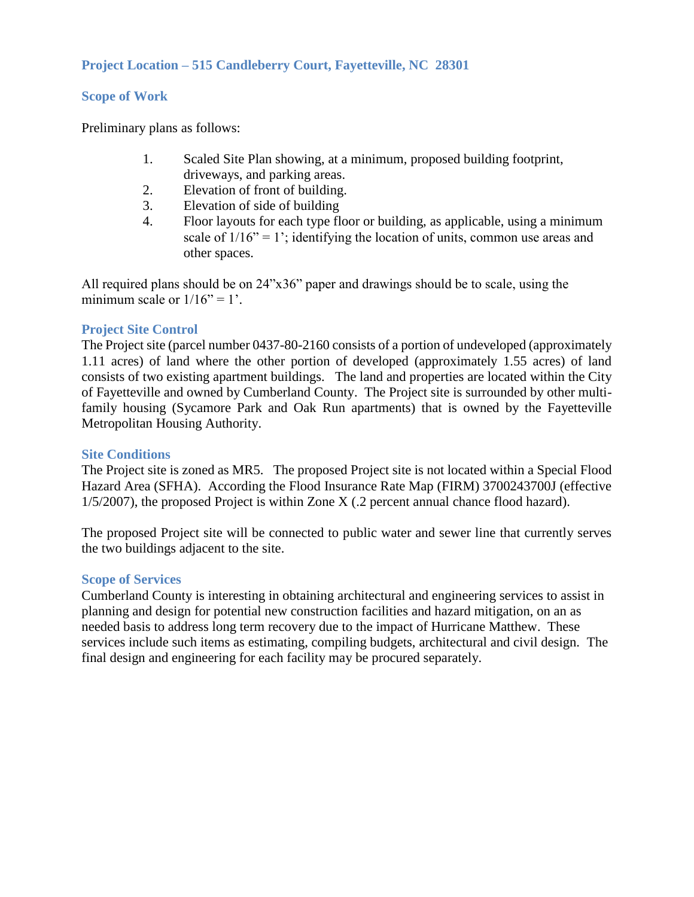## Project Location – 515 Candleberry Court, Fayetteville, NC 28301

## Scope of Work

Preliminary plans as follows:

1. Scaled Site Plan showing, at a minimum, proposed building footprint, driveways, and parking areas.
2. Elevation of front of building.
3. Elevation of side of building
4. Floor layouts for each type floor or building, as applicable, using a minimum scale of 1/16" = 1'; identifying the location of units, common use areas and other spaces.

All required plans should be on 24"x36" paper and drawings should be to scale, using the minimum scale or 1/16" = 1'.

## Project Site Control

The Project site (parcel number 0437-80-2160 consists of a portion of undeveloped (approximately 1.11 acres) of land where the other portion of developed (approximately 1.55 acres) of land consists of two existing apartment buildings. The land and properties are located within the City of Fayetteville and owned by Cumberland County. The Project site is surrounded by other multi-family housing (Sycamore Park and Oak Run apartments) that is owned by the Fayetteville Metropolitan Housing Authority.

## Site Conditions

The Project site is zoned as MR5. The proposed Project site is not located within a Special Flood Hazard Area (SFHA). According the Flood Insurance Rate Map (FIRM) 3700243700J (effective 1/5/2007), the proposed Project is within Zone X (.2 percent annual chance flood hazard).

The proposed Project site will be connected to public water and sewer line that currently serves the two buildings adjacent to the site.

## Scope of Services

Cumberland County is interesting in obtaining architectural and engineering services to assist in planning and design for potential new construction facilities and hazard mitigation, on an as needed basis to address long term recovery due to the impact of Hurricane Matthew. These services include such items as estimating, compiling budgets, architectural and civil design. The final design and engineering for each facility may be procured separately.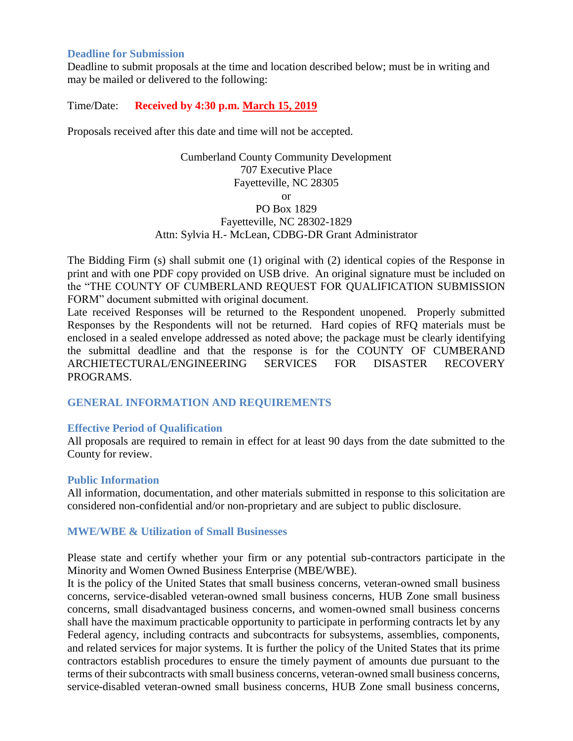### Deadline for Submission

Deadline to submit proposals at the time and location described below; must be in writing and may be mailed or delivered to the following:

Time/Date: **Received by 4:30 p.m. March 15, 2019**

Proposals received after this date and time will not be accepted.

Cumberland County Community Development
707 Executive Place
Fayetteville, NC 28305
or
PO Box 1829
Fayetteville, NC 28302-1829
Attn: Sylvia H.- McLean, CDBG-DR Grant Administrator

The Bidding Firm (s) shall submit one (1) original with (2) identical copies of the Response in print and with one PDF copy provided on USB drive. An original signature must be included on the "THE COUNTY OF CUMBERLAND REQUEST FOR QUALIFICATION SUBMISSION FORM" document submitted with original document.

Late received Responses will be returned to the Respondent unopened. Properly submitted Responses by the Respondents will not be returned. Hard copies of RFQ materials must be enclosed in a sealed envelope addressed as noted above; the package must be clearly identifying the submittal deadline and that the response is for the COUNTY OF CUMBERAND ARCHIETECTURAL/ENGINEERING SERVICES FOR DISASTER RECOVERY PROGRAMS.

## GENERAL INFORMATION AND REQUIREMENTS

### Effective Period of Qualification

All proposals are required to remain in effect for at least 90 days from the date submitted to the County for review.

### Public Information

All information, documentation, and other materials submitted in response to this solicitation are considered non-confidential and/or non-proprietary and are subject to public disclosure.

### MWE/WBE & Utilization of Small Businesses

Please state and certify whether your firm or any potential sub-contractors participate in the Minority and Women Owned Business Enterprise (MBE/WBE).

It is the policy of the United States that small business concerns, veteran-owned small business concerns, service-disabled veteran-owned small business concerns, HUB Zone small business concerns, small disadvantaged business concerns, and women-owned small business concerns shall have the maximum practicable opportunity to participate in performing contracts let by any Federal agency, including contracts and subcontracts for subsystems, assemblies, components, and related services for major systems. It is further the policy of the United States that its prime contractors establish procedures to ensure the timely payment of amounts due pursuant to the terms of their subcontracts with small business concerns, veteran-owned small business concerns, service-disabled veteran-owned small business concerns, HUB Zone small business concerns,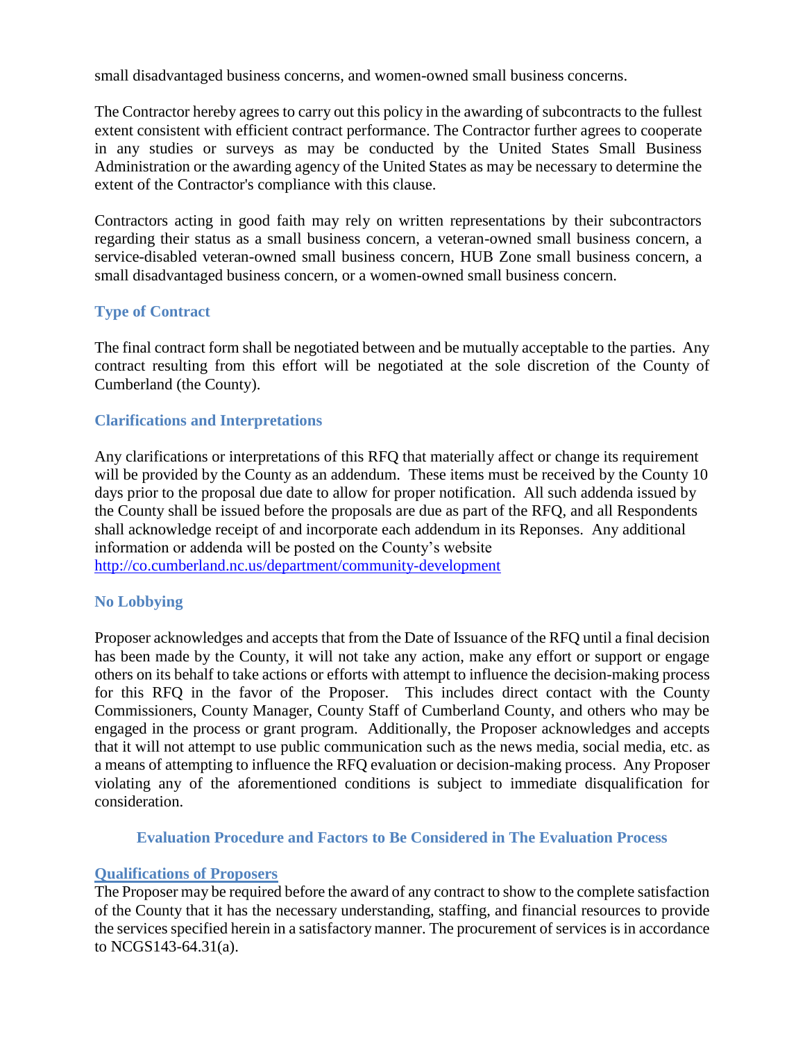small disadvantaged business concerns, and women-owned small business concerns.

The Contractor hereby agrees to carry out this policy in the awarding of subcontracts to the fullest extent consistent with efficient contract performance. The Contractor further agrees to cooperate in any studies or surveys as may be conducted by the United States Small Business Administration or the awarding agency of the United States as may be necessary to determine the extent of the Contractor's compliance with this clause.

Contractors acting in good faith may rely on written representations by their subcontractors regarding their status as a small business concern, a veteran-owned small business concern, a service-disabled veteran-owned small business concern, HUB Zone small business concern, a small disadvantaged business concern, or a women-owned small business concern.

### Type of Contract

The final contract form shall be negotiated between and be mutually acceptable to the parties. Any contract resulting from this effort will be negotiated at the sole discretion of the County of Cumberland (the County).

### Clarifications and Interpretations

Any clarifications or interpretations of this RFQ that materially affect or change its requirement will be provided by the County as an addendum. These items must be received by the County 10 days prior to the proposal due date to allow for proper notification. All such addenda issued by the County shall be issued before the proposals are due as part of the RFQ, and all Respondents shall acknowledge receipt of and incorporate each addendum in its Reponses. Any additional information or addenda will be posted on the County's website
http://co.cumberland.nc.us/department/community-development

### No Lobbying

Proposer acknowledges and accepts that from the Date of Issuance of the RFQ until a final decision has been made by the County, it will not take any action, make any effort or support or engage others on its behalf to take actions or efforts with attempt to influence the decision-making process for this RFQ in the favor of the Proposer. This includes direct contact with the County Commissioners, County Manager, County Staff of Cumberland County, and others who may be engaged in the process or grant program. Additionally, the Proposer acknowledges and accepts that it will not attempt to use public communication such as the news media, social media, etc. as a means of attempting to influence the RFQ evaluation or decision-making process. Any Proposer violating any of the aforementioned conditions is subject to immediate disqualification for consideration.

## Evaluation Procedure and Factors to Be Considered in The Evaluation Process

### Qualifications of Proposers

The Proposer may be required before the award of any contract to show to the complete satisfaction of the County that it has the necessary understanding, staffing, and financial resources to provide the services specified herein in a satisfactory manner. The procurement of services is in accordance to NCGS143-64.31(a).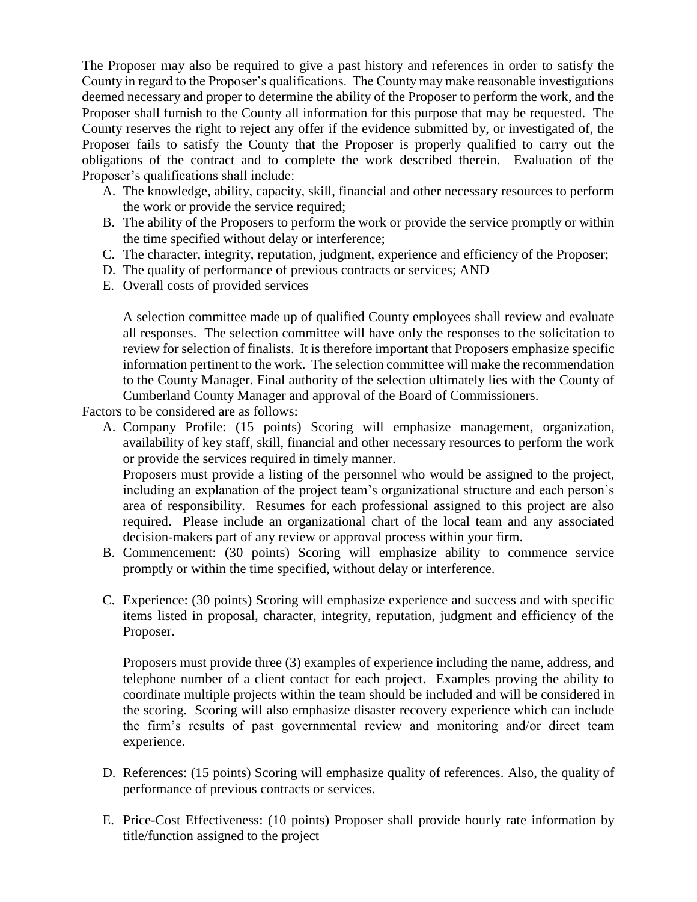The Proposer may also be required to give a past history and references in order to satisfy the County in regard to the Proposer's qualifications. The County may make reasonable investigations deemed necessary and proper to determine the ability of the Proposer to perform the work, and the Proposer shall furnish to the County all information for this purpose that may be requested. The County reserves the right to reject any offer if the evidence submitted by, or investigated of, the Proposer fails to satisfy the County that the Proposer is properly qualified to carry out the obligations of the contract and to complete the work described therein. Evaluation of the Proposer's qualifications shall include:

A. The knowledge, ability, capacity, skill, financial and other necessary resources to perform the work or provide the service required;
B. The ability of the Proposers to perform the work or provide the service promptly or within the time specified without delay or interference;
C. The character, integrity, reputation, judgment, experience and efficiency of the Proposer;
D. The quality of performance of previous contracts or services; AND
E. Overall costs of provided services

A selection committee made up of qualified County employees shall review and evaluate all responses. The selection committee will have only the responses to the solicitation to review for selection of finalists. It is therefore important that Proposers emphasize specific information pertinent to the work. The selection committee will make the recommendation to the County Manager. Final authority of the selection ultimately lies with the County of Cumberland County Manager and approval of the Board of Commissioners.

Factors to be considered are as follows:

A. Company Profile: (15 points) Scoring will emphasize management, organization, availability of key staff, skill, financial and other necessary resources to perform the work or provide the services required in timely manner.

   Proposers must provide a listing of the personnel who would be assigned to the project, including an explanation of the project team's organizational structure and each person's area of responsibility. Resumes for each professional assigned to this project are also required. Please include an organizational chart of the local team and any associated decision-makers part of any review or approval process within your firm.

B. Commencement: (30 points) Scoring will emphasize ability to commence service promptly or within the time specified, without delay or interference.

C. Experience: (30 points) Scoring will emphasize experience and success and with specific items listed in proposal, character, integrity, reputation, judgment and efficiency of the Proposer.

   Proposers must provide three (3) examples of experience including the name, address, and telephone number of a client contact for each project. Examples proving the ability to coordinate multiple projects within the team should be included and will be considered in the scoring. Scoring will also emphasize disaster recovery experience which can include the firm's results of past governmental review and monitoring and/or direct team experience.

D. References: (15 points) Scoring will emphasize quality of references. Also, the quality of performance of previous contracts or services.

E. Price-Cost Effectiveness: (10 points) Proposer shall provide hourly rate information by title/function assigned to the project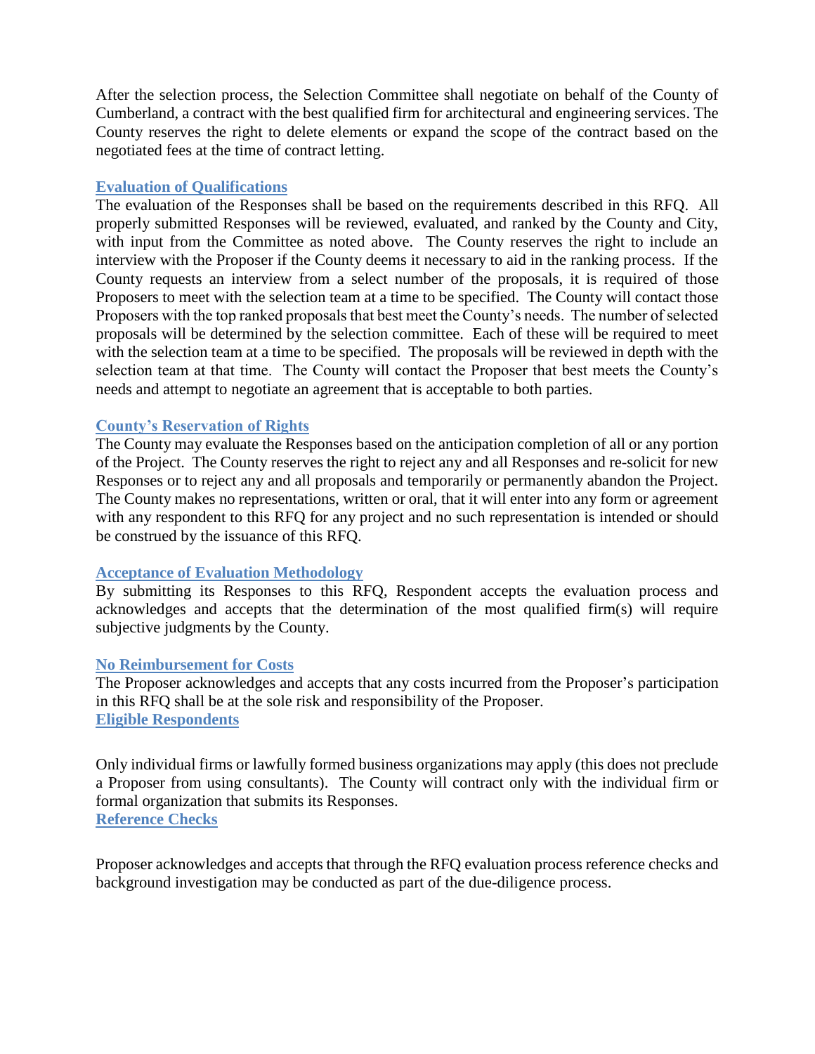After the selection process, the Selection Committee shall negotiate on behalf of the County of Cumberland, a contract with the best qualified firm for architectural and engineering services. The County reserves the right to delete elements or expand the scope of the contract based on the negotiated fees at the time of contract letting.

### Evaluation of Qualifications

The evaluation of the Responses shall be based on the requirements described in this RFQ. All properly submitted Responses will be reviewed, evaluated, and ranked by the County and City, with input from the Committee as noted above. The County reserves the right to include an interview with the Proposer if the County deems it necessary to aid in the ranking process. If the County requests an interview from a select number of the proposals, it is required of those Proposers to meet with the selection team at a time to be specified. The County will contact those Proposers with the top ranked proposals that best meet the County's needs. The number of selected proposals will be determined by the selection committee. Each of these will be required to meet with the selection team at a time to be specified. The proposals will be reviewed in depth with the selection team at that time. The County will contact the Proposer that best meets the County's needs and attempt to negotiate an agreement that is acceptable to both parties.

### County's Reservation of Rights

The County may evaluate the Responses based on the anticipation completion of all or any portion of the Project. The County reserves the right to reject any and all Responses and re-solicit for new Responses or to reject any and all proposals and temporarily or permanently abandon the Project. The County makes no representations, written or oral, that it will enter into any form or agreement with any respondent to this RFQ for any project and no such representation is intended or should be construed by the issuance of this RFQ.

### Acceptance of Evaluation Methodology

By submitting its Responses to this RFQ, Respondent accepts the evaluation process and acknowledges and accepts that the determination of the most qualified firm(s) will require subjective judgments by the County.

### No Reimbursement for Costs

The Proposer acknowledges and accepts that any costs incurred from the Proposer's participation in this RFQ shall be at the sole risk and responsibility of the Proposer.

### Eligible Respondents

Only individual firms or lawfully formed business organizations may apply (this does not preclude a Proposer from using consultants). The County will contract only with the individual firm or formal organization that submits its Responses.

### Reference Checks

Proposer acknowledges and accepts that through the RFQ evaluation process reference checks and background investigation may be conducted as part of the due-diligence process.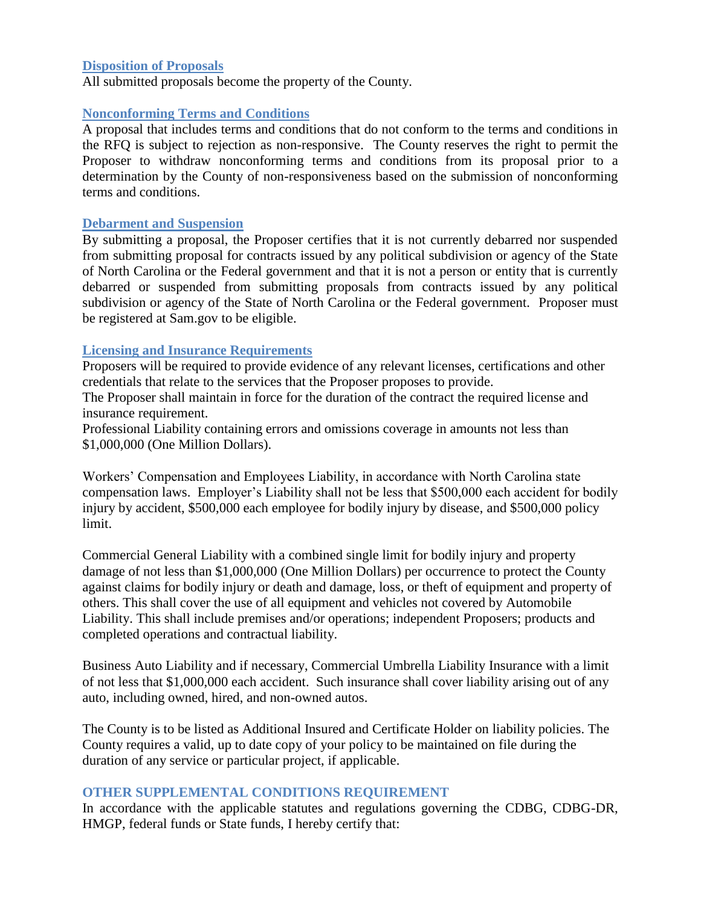### Disposition of Proposals

All submitted proposals become the property of the County.

### Nonconforming Terms and Conditions

A proposal that includes terms and conditions that do not conform to the terms and conditions in the RFQ is subject to rejection as non-responsive. The County reserves the right to permit the Proposer to withdraw nonconforming terms and conditions from its proposal prior to a determination by the County of non-responsiveness based on the submission of nonconforming terms and conditions.

### Debarment and Suspension

By submitting a proposal, the Proposer certifies that it is not currently debarred nor suspended from submitting proposal for contracts issued by any political subdivision or agency of the State of North Carolina or the Federal government and that it is not a person or entity that is currently debarred or suspended from submitting proposals from contracts issued by any political subdivision or agency of the State of North Carolina or the Federal government. Proposer must be registered at Sam.gov to be eligible.

### Licensing and Insurance Requirements

Proposers will be required to provide evidence of any relevant licenses, certifications and other credentials that relate to the services that the Proposer proposes to provide.

The Proposer shall maintain in force for the duration of the contract the required license and insurance requirement.

Professional Liability containing errors and omissions coverage in amounts not less than $1,000,000 (One Million Dollars).

Workers' Compensation and Employees Liability, in accordance with North Carolina state compensation laws. Employer's Liability shall not be less that $500,000 each accident for bodily injury by accident, $500,000 each employee for bodily injury by disease, and $500,000 policy limit.

Commercial General Liability with a combined single limit for bodily injury and property damage of not less than $1,000,000 (One Million Dollars) per occurrence to protect the County against claims for bodily injury or death and damage, loss, or theft of equipment and property of others. This shall cover the use of all equipment and vehicles not covered by Automobile Liability. This shall include premises and/or operations; independent Proposers; products and completed operations and contractual liability.

Business Auto Liability and if necessary, Commercial Umbrella Liability Insurance with a limit of not less that $1,000,000 each accident. Such insurance shall cover liability arising out of any auto, including owned, hired, and non-owned autos.

The County is to be listed as Additional Insured and Certificate Holder on liability policies. The County requires a valid, up to date copy of your policy to be maintained on file during the duration of any service or particular project, if applicable.

### OTHER SUPPLEMENTAL CONDITIONS REQUIREMENT

In accordance with the applicable statutes and regulations governing the CDBG, CDBG-DR, HMGP, federal funds or State funds, I hereby certify that: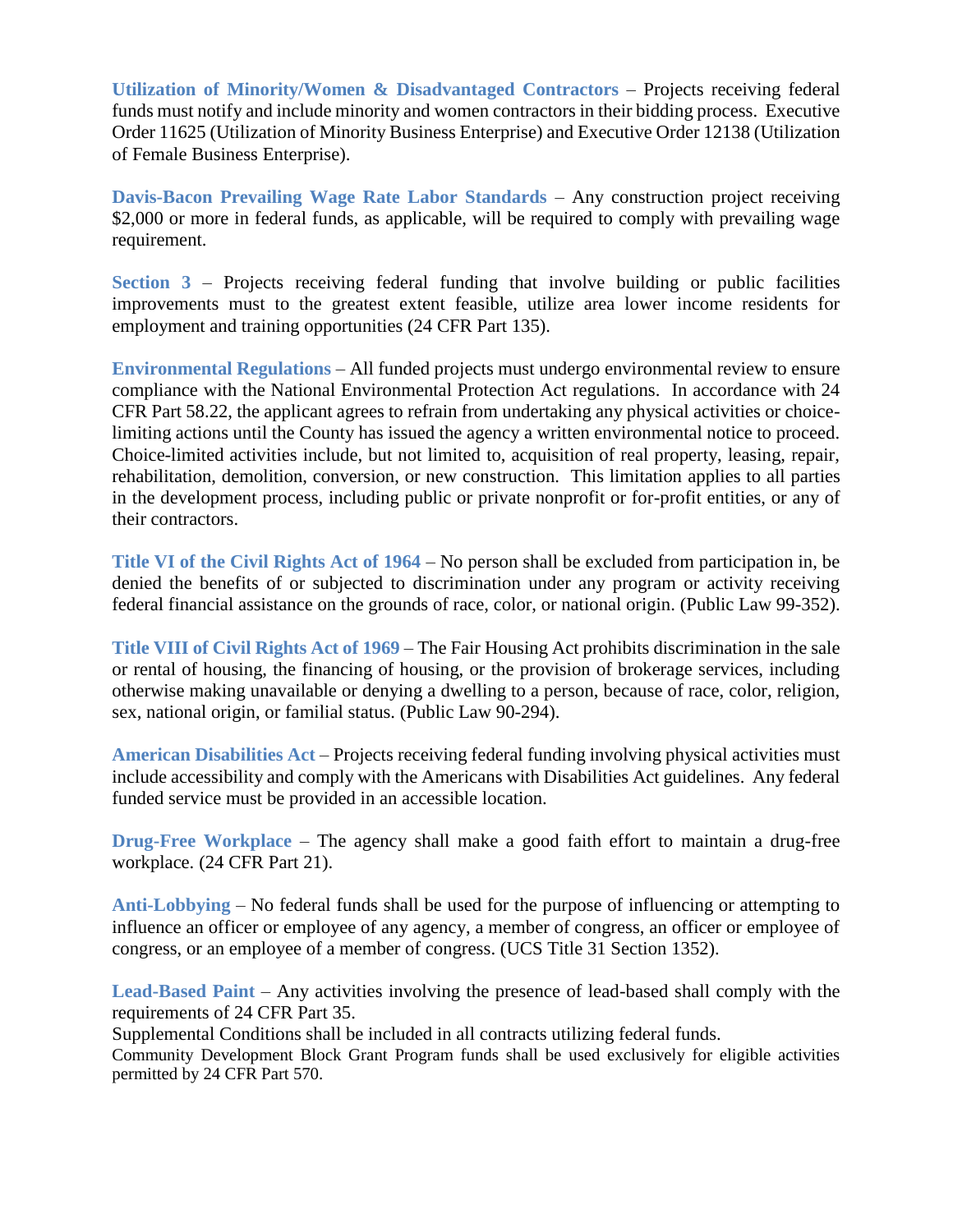**Utilization of Minority/Women & Disadvantaged Contractors** – Projects receiving federal funds must notify and include minority and women contractors in their bidding process. Executive Order 11625 (Utilization of Minority Business Enterprise) and Executive Order 12138 (Utilization of Female Business Enterprise).

**Davis-Bacon Prevailing Wage Rate Labor Standards** – Any construction project receiving $2,000 or more in federal funds, as applicable, will be required to comply with prevailing wage requirement.

**Section 3** – Projects receiving federal funding that involve building or public facilities improvements must to the greatest extent feasible, utilize area lower income residents for employment and training opportunities (24 CFR Part 135).

**Environmental Regulations** – All funded projects must undergo environmental review to ensure compliance with the National Environmental Protection Act regulations. In accordance with 24 CFR Part 58.22, the applicant agrees to refrain from undertaking any physical activities or choice-limiting actions until the County has issued the agency a written environmental notice to proceed. Choice-limited activities include, but not limited to, acquisition of real property, leasing, repair, rehabilitation, demolition, conversion, or new construction. This limitation applies to all parties in the development process, including public or private nonprofit or for-profit entities, or any of their contractors.

**Title VI of the Civil Rights Act of 1964** – No person shall be excluded from participation in, be denied the benefits of or subjected to discrimination under any program or activity receiving federal financial assistance on the grounds of race, color, or national origin. (Public Law 99-352).

**Title VIII of Civil Rights Act of 1969** – The Fair Housing Act prohibits discrimination in the sale or rental of housing, the financing of housing, or the provision of brokerage services, including otherwise making unavailable or denying a dwelling to a person, because of race, color, religion, sex, national origin, or familial status. (Public Law 90-294).

**American Disabilities Act** – Projects receiving federal funding involving physical activities must include accessibility and comply with the Americans with Disabilities Act guidelines. Any federal funded service must be provided in an accessible location.

**Drug-Free Workplace** – The agency shall make a good faith effort to maintain a drug-free workplace. (24 CFR Part 21).

**Anti-Lobbying** – No federal funds shall be used for the purpose of influencing or attempting to influence an officer or employee of any agency, a member of congress, an officer or employee of congress, or an employee of a member of congress. (UCS Title 31 Section 1352).

**Lead-Based Paint** – Any activities involving the presence of lead-based shall comply with the requirements of 24 CFR Part 35.

Supplemental Conditions shall be included in all contracts utilizing federal funds.

Community Development Block Grant Program funds shall be used exclusively for eligible activities permitted by 24 CFR Part 570.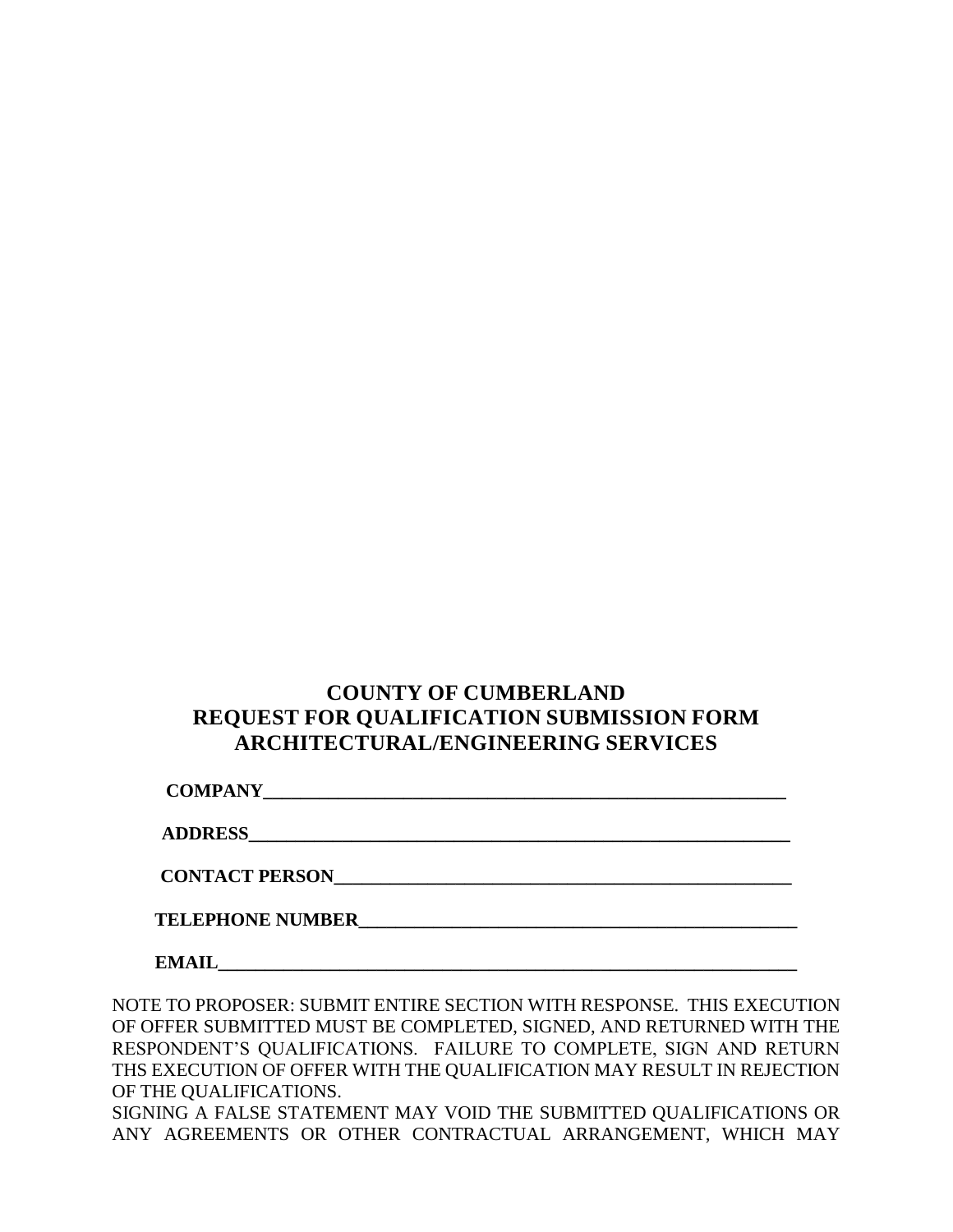# COUNTY OF CUMBERLAND
# REQUEST FOR QUALIFICATION SUBMISSION FORM
# ARCHITECTURAL/ENGINEERING SERVICES

**COMPANY**\_\_\_\_\_\_\_\_\_\_\_\_\_\_\_\_\_\_\_\_\_\_\_\_\_\_\_\_\_\_\_\_\_\_\_\_\_\_\_\_\_\_\_\_\_\_\_\_\_\_\_\_\_\_\_\_

**ADDRESS**\_\_\_\_\_\_\_\_\_\_\_\_\_\_\_\_\_\_\_\_\_\_\_\_\_\_\_\_\_\_\_\_\_\_\_\_\_\_\_\_\_\_\_\_\_\_\_\_\_\_\_\_\_\_\_\_\_\_

**CONTACT PERSON**\_\_\_\_\_\_\_\_\_\_\_\_\_\_\_\_\_\_\_\_\_\_\_\_\_\_\_\_\_\_\_\_\_\_\_\_\_\_\_\_\_\_\_\_\_\_\_\_

**TELEPHONE NUMBER**\_\_\_\_\_\_\_\_\_\_\_\_\_\_\_\_\_\_\_\_\_\_\_\_\_\_\_\_\_\_\_\_\_\_\_\_\_\_\_\_\_\_\_\_\_\_

**EMAIL**\_\_\_\_\_\_\_\_\_\_\_\_\_\_\_\_\_\_\_\_\_\_\_\_\_\_\_\_\_\_\_\_\_\_\_\_\_\_\_\_\_\_\_\_\_\_\_\_\_\_\_\_\_\_\_\_\_\_\_\_\_

NOTE TO PROPOSER: SUBMIT ENTIRE SECTION WITH RESPONSE. THIS EXECUTION OF OFFER SUBMITTED MUST BE COMPLETED, SIGNED, AND RETURNED WITH THE RESPONDENT'S QUALIFICATIONS. FAILURE TO COMPLETE, SIGN AND RETURN THS EXECUTION OF OFFER WITH THE QUALIFICATION MAY RESULT IN REJECTION OF THE QUALIFICATIONS.

SIGNING A FALSE STATEMENT MAY VOID THE SUBMITTED QUALIFICATIONS OR ANY AGREEMENTS OR OTHER CONTRACTUAL ARRANGEMENT, WHICH MAY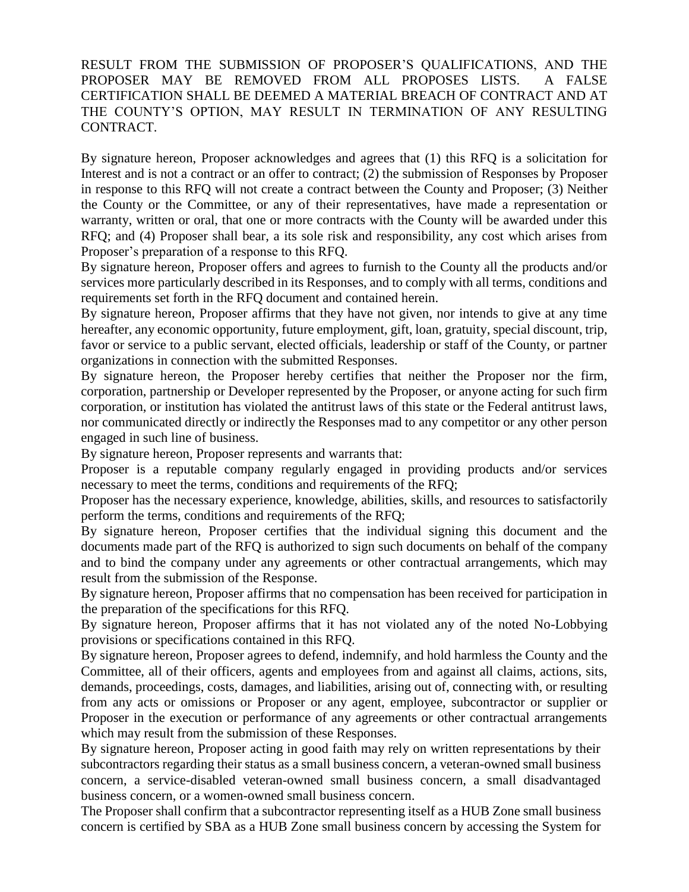RESULT FROM THE SUBMISSION OF PROPOSER'S QUALIFICATIONS, AND THE PROPOSER MAY BE REMOVED FROM ALL PROPOSES LISTS. A FALSE CERTIFICATION SHALL BE DEEMED A MATERIAL BREACH OF CONTRACT AND AT THE COUNTY'S OPTION, MAY RESULT IN TERMINATION OF ANY RESULTING CONTRACT.

By signature hereon, Proposer acknowledges and agrees that (1) this RFQ is a solicitation for Interest and is not a contract or an offer to contract; (2) the submission of Responses by Proposer in response to this RFQ will not create a contract between the County and Proposer; (3) Neither the County or the Committee, or any of their representatives, have made a representation or warranty, written or oral, that one or more contracts with the County will be awarded under this RFQ; and (4) Proposer shall bear, a its sole risk and responsibility, any cost which arises from Proposer's preparation of a response to this RFQ.

By signature hereon, Proposer offers and agrees to furnish to the County all the products and/or services more particularly described in its Responses, and to comply with all terms, conditions and requirements set forth in the RFQ document and contained herein.

By signature hereon, Proposer affirms that they have not given, nor intends to give at any time hereafter, any economic opportunity, future employment, gift, loan, gratuity, special discount, trip, favor or service to a public servant, elected officials, leadership or staff of the County, or partner organizations in connection with the submitted Responses.

By signature hereon, the Proposer hereby certifies that neither the Proposer nor the firm, corporation, partnership or Developer represented by the Proposer, or anyone acting for such firm corporation, or institution has violated the antitrust laws of this state or the Federal antitrust laws, nor communicated directly or indirectly the Responses mad to any competitor or any other person engaged in such line of business.

By signature hereon, Proposer represents and warrants that:

Proposer is a reputable company regularly engaged in providing products and/or services necessary to meet the terms, conditions and requirements of the RFQ;

Proposer has the necessary experience, knowledge, abilities, skills, and resources to satisfactorily perform the terms, conditions and requirements of the RFQ;

By signature hereon, Proposer certifies that the individual signing this document and the documents made part of the RFQ is authorized to sign such documents on behalf of the company and to bind the company under any agreements or other contractual arrangements, which may result from the submission of the Response.

By signature hereon, Proposer affirms that no compensation has been received for participation in the preparation of the specifications for this RFQ.

By signature hereon, Proposer affirms that it has not violated any of the noted No-Lobbying provisions or specifications contained in this RFQ.

By signature hereon, Proposer agrees to defend, indemnify, and hold harmless the County and the Committee, all of their officers, agents and employees from and against all claims, actions, sits, demands, proceedings, costs, damages, and liabilities, arising out of, connecting with, or resulting from any acts or omissions or Proposer or any agent, employee, subcontractor or supplier or Proposer in the execution or performance of any agreements or other contractual arrangements which may result from the submission of these Responses.

By signature hereon, Proposer acting in good faith may rely on written representations by their subcontractors regarding their status as a small business concern, a veteran-owned small business concern, a service-disabled veteran-owned small business concern, a small disadvantaged business concern, or a women-owned small business concern.

The Proposer shall confirm that a subcontractor representing itself as a HUB Zone small business concern is certified by SBA as a HUB Zone small business concern by accessing the System for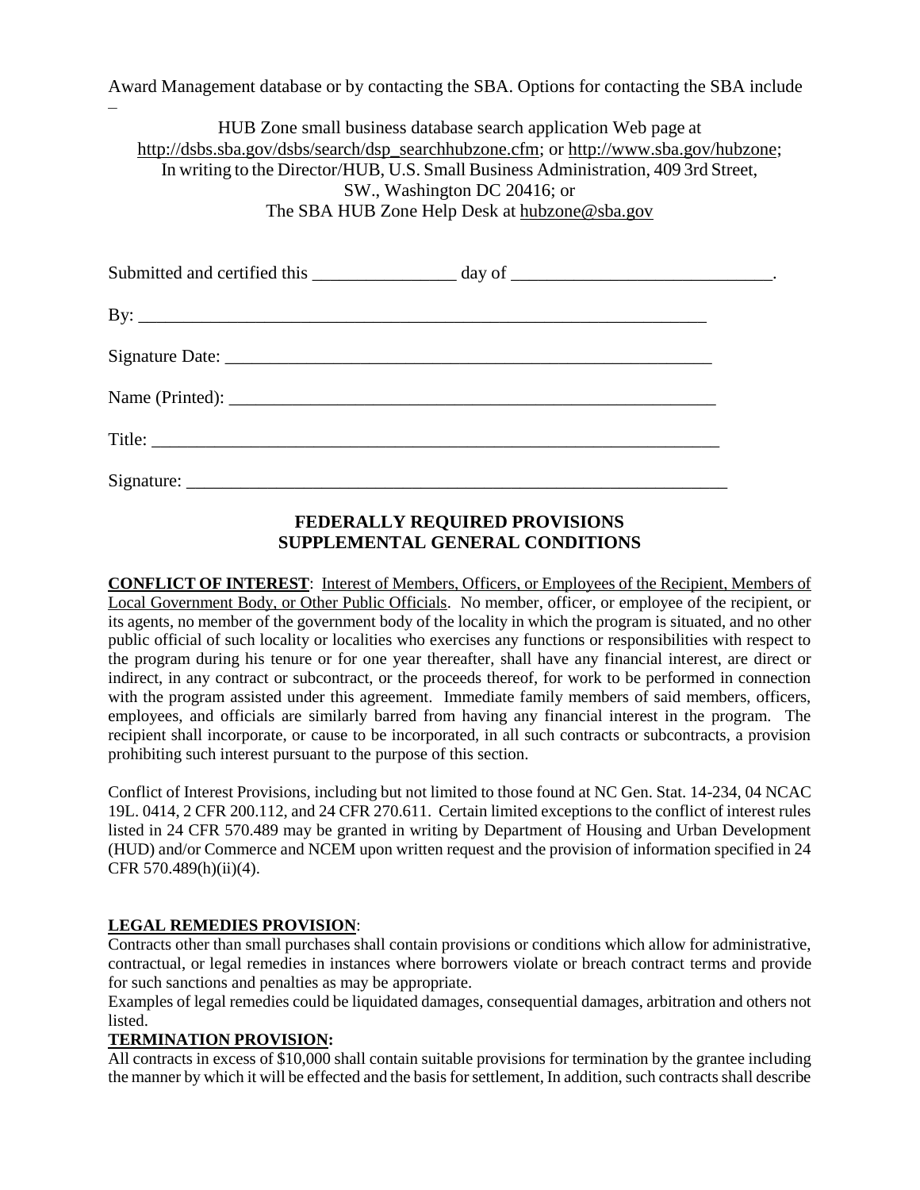Award Management database or by contacting the SBA. Options for contacting the SBA include –

HUB Zone small business database search application Web page at http://dsbs.sba.gov/dsbs/search/dsp_searchhubzone.cfm; or http://www.sba.gov/hubzone;
In writing to the Director/HUB, U.S. Small Business Administration, 409 3rd Street, SW., Washington DC 20416; or
The SBA HUB Zone Help Desk at hubzone@sba.gov

Submitted and certified this ________________ day of _____________________________.

By: ______________________________________________________________

Signature Date: ____________________________________________________

Name (Printed): ___________________________________________________

Title: ______________________________________________________________

Signature: _________________________________________________________

## FEDERALLY REQUIRED PROVISIONS
## SUPPLEMENTAL GENERAL CONDITIONS

**CONFLICT OF INTEREST**: Interest of Members, Officers, or Employees of the Recipient, Members of Local Government Body, or Other Public Officials. No member, officer, or employee of the recipient, or its agents, no member of the government body of the locality in which the program is situated, and no other public official of such locality or localities who exercises any functions or responsibilities with respect to the program during his tenure or for one year thereafter, shall have any financial interest, are direct or indirect, in any contract or subcontract, or the proceeds thereof, for work to be performed in connection with the program assisted under this agreement. Immediate family members of said members, officers, employees, and officials are similarly barred from having any financial interest in the program. The recipient shall incorporate, or cause to be incorporated, in all such contracts or subcontracts, a provision prohibiting such interest pursuant to the purpose of this section.

Conflict of Interest Provisions, including but not limited to those found at NC Gen. Stat. 14-234, 04 NCAC 19L. 0414, 2 CFR 200.112, and 24 CFR 270.611. Certain limited exceptions to the conflict of interest rules listed in 24 CFR 570.489 may be granted in writing by Department of Housing and Urban Development (HUD) and/or Commerce and NCEM upon written request and the provision of information specified in 24 CFR 570.489(h)(ii)(4).

**LEGAL REMEDIES PROVISION**:
Contracts other than small purchases shall contain provisions or conditions which allow for administrative, contractual, or legal remedies in instances where borrowers violate or breach contract terms and provide for such sanctions and penalties as may be appropriate.
Examples of legal remedies could be liquidated damages, consequential damages, arbitration and others not listed.

**TERMINATION PROVISION:**
All contracts in excess of $10,000 shall contain suitable provisions for termination by the grantee including the manner by which it will be effected and the basis for settlement, In addition, such contracts shall describe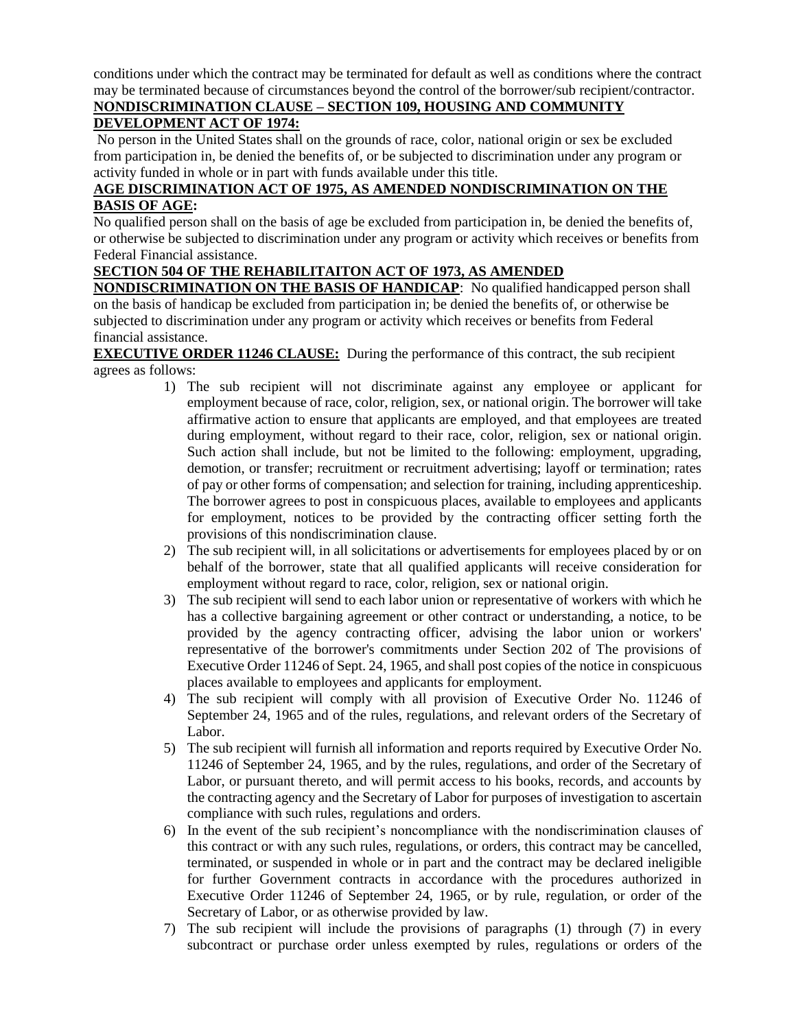conditions under which the contract may be terminated for default as well as conditions where the contract may be terminated because of circumstances beyond the control of the borrower/sub recipient/contractor.

**NONDISCRIMINATION CLAUSE – SECTION 109, HOUSING AND COMMUNITY DEVELOPMENT ACT OF 1974:**

No person in the United States shall on the grounds of race, color, national origin or sex be excluded from participation in, be denied the benefits of, or be subjected to discrimination under any program or activity funded in whole or in part with funds available under this title.

**AGE DISCRIMINATION ACT OF 1975, AS AMENDED NONDISCRIMINATION ON THE BASIS OF AGE:**

No qualified person shall on the basis of age be excluded from participation in, be denied the benefits of, or otherwise be subjected to discrimination under any program or activity which receives or benefits from Federal Financial assistance.

**SECTION 504 OF THE REHABILITAITON ACT OF 1973, AS AMENDED NONDISCRIMINATION ON THE BASIS OF HANDICAP**: No qualified handicapped person shall on the basis of handicap be excluded from participation in; be denied the benefits of, or otherwise be subjected to discrimination under any program or activity which receives or benefits from Federal financial assistance.

**EXECUTIVE ORDER 11246 CLAUSE:** During the performance of this contract, the sub recipient agrees as follows:

1) The sub recipient will not discriminate against any employee or applicant for employment because of race, color, religion, sex, or national origin. The borrower will take affirmative action to ensure that applicants are employed, and that employees are treated during employment, without regard to their race, color, religion, sex or national origin. Such action shall include, but not be limited to the following: employment, upgrading, demotion, or transfer; recruitment or recruitment advertising; layoff or termination; rates of pay or other forms of compensation; and selection for training, including apprenticeship. The borrower agrees to post in conspicuous places, available to employees and applicants for employment, notices to be provided by the contracting officer setting forth the provisions of this nondiscrimination clause.
2) The sub recipient will, in all solicitations or advertisements for employees placed by or on behalf of the borrower, state that all qualified applicants will receive consideration for employment without regard to race, color, religion, sex or national origin.
3) The sub recipient will send to each labor union or representative of workers with which he has a collective bargaining agreement or other contract or understanding, a notice, to be provided by the agency contracting officer, advising the labor union or workers' representative of the borrower's commitments under Section 202 of The provisions of Executive Order 11246 of Sept. 24, 1965, and shall post copies of the notice in conspicuous places available to employees and applicants for employment.
4) The sub recipient will comply with all provision of Executive Order No. 11246 of September 24, 1965 and of the rules, regulations, and relevant orders of the Secretary of Labor.
5) The sub recipient will furnish all information and reports required by Executive Order No. 11246 of September 24, 1965, and by the rules, regulations, and order of the Secretary of Labor, or pursuant thereto, and will permit access to his books, records, and accounts by the contracting agency and the Secretary of Labor for purposes of investigation to ascertain compliance with such rules, regulations and orders.
6) In the event of the sub recipient's noncompliance with the nondiscrimination clauses of this contract or with any such rules, regulations, or orders, this contract may be cancelled, terminated, or suspended in whole or in part and the contract may be declared ineligible for further Government contracts in accordance with the procedures authorized in Executive Order 11246 of September 24, 1965, or by rule, regulation, or order of the Secretary of Labor, or as otherwise provided by law.
7) The sub recipient will include the provisions of paragraphs (1) through (7) in every subcontract or purchase order unless exempted by rules, regulations or orders of the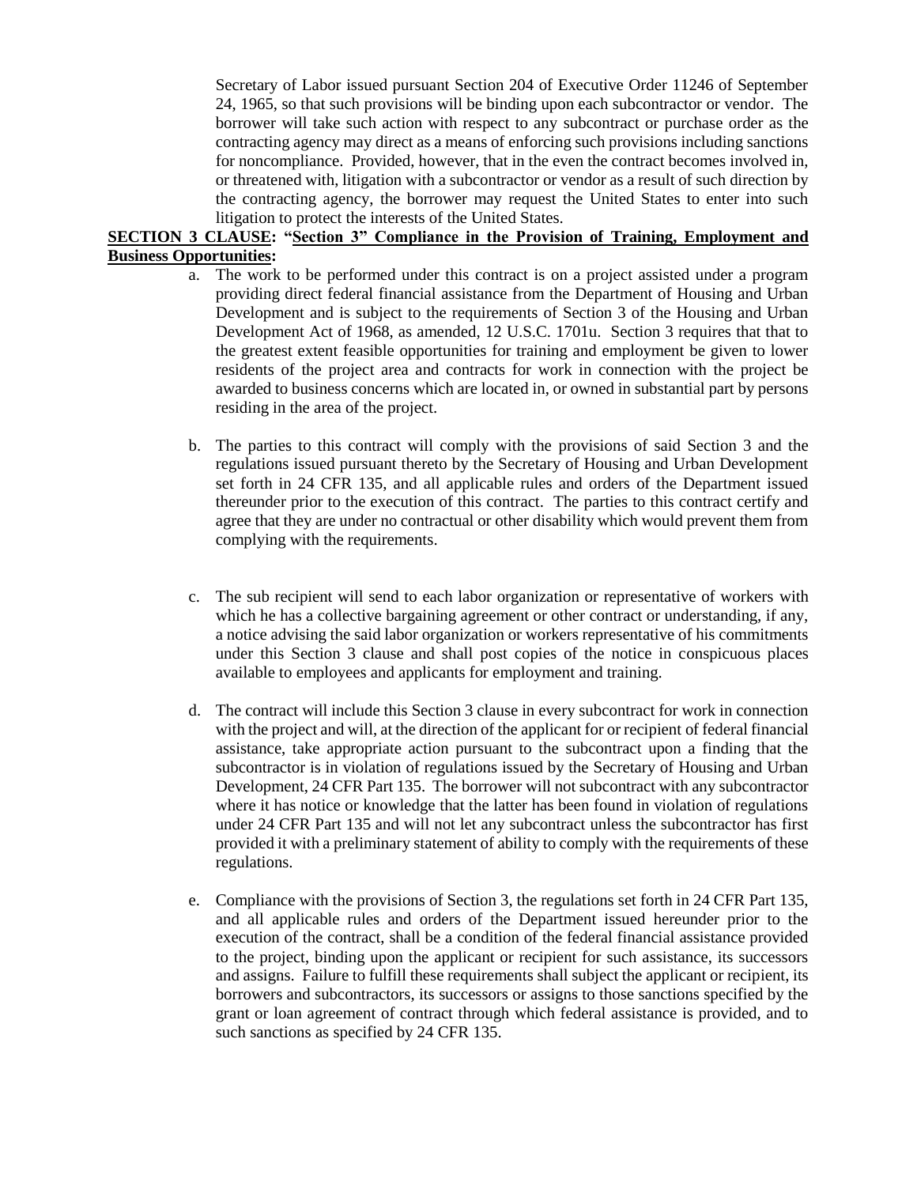Secretary of Labor issued pursuant Section 204 of Executive Order 11246 of September 24, 1965, so that such provisions will be binding upon each subcontractor or vendor. The borrower will take such action with respect to any subcontract or purchase order as the contracting agency may direct as a means of enforcing such provisions including sanctions for noncompliance. Provided, however, that in the even the contract becomes involved in, or threatened with, litigation with a subcontractor or vendor as a result of such direction by the contracting agency, the borrower may request the United States to enter into such litigation to protect the interests of the United States.

**SECTION 3 CLAUSE: "Section 3" Compliance in the Provision of Training, Employment and Business Opportunities:**

a. The work to be performed under this contract is on a project assisted under a program providing direct federal financial assistance from the Department of Housing and Urban Development and is subject to the requirements of Section 3 of the Housing and Urban Development Act of 1968, as amended, 12 U.S.C. 1701u. Section 3 requires that that to the greatest extent feasible opportunities for training and employment be given to lower residents of the project area and contracts for work in connection with the project be awarded to business concerns which are located in, or owned in substantial part by persons residing in the area of the project.

b. The parties to this contract will comply with the provisions of said Section 3 and the regulations issued pursuant thereto by the Secretary of Housing and Urban Development set forth in 24 CFR 135, and all applicable rules and orders of the Department issued thereunder prior to the execution of this contract. The parties to this contract certify and agree that they are under no contractual or other disability which would prevent them from complying with the requirements.

c. The sub recipient will send to each labor organization or representative of workers with which he has a collective bargaining agreement or other contract or understanding, if any, a notice advising the said labor organization or workers representative of his commitments under this Section 3 clause and shall post copies of the notice in conspicuous places available to employees and applicants for employment and training.

d. The contract will include this Section 3 clause in every subcontract for work in connection with the project and will, at the direction of the applicant for or recipient of federal financial assistance, take appropriate action pursuant to the subcontract upon a finding that the subcontractor is in violation of regulations issued by the Secretary of Housing and Urban Development, 24 CFR Part 135. The borrower will not subcontract with any subcontractor where it has notice or knowledge that the latter has been found in violation of regulations under 24 CFR Part 135 and will not let any subcontract unless the subcontractor has first provided it with a preliminary statement of ability to comply with the requirements of these regulations.

e. Compliance with the provisions of Section 3, the regulations set forth in 24 CFR Part 135, and all applicable rules and orders of the Department issued hereunder prior to the execution of the contract, shall be a condition of the federal financial assistance provided to the project, binding upon the applicant or recipient for such assistance, its successors and assigns. Failure to fulfill these requirements shall subject the applicant or recipient, its borrowers and subcontractors, its successors or assigns to those sanctions specified by the grant or loan agreement of contract through which federal assistance is provided, and to such sanctions as specified by 24 CFR 135.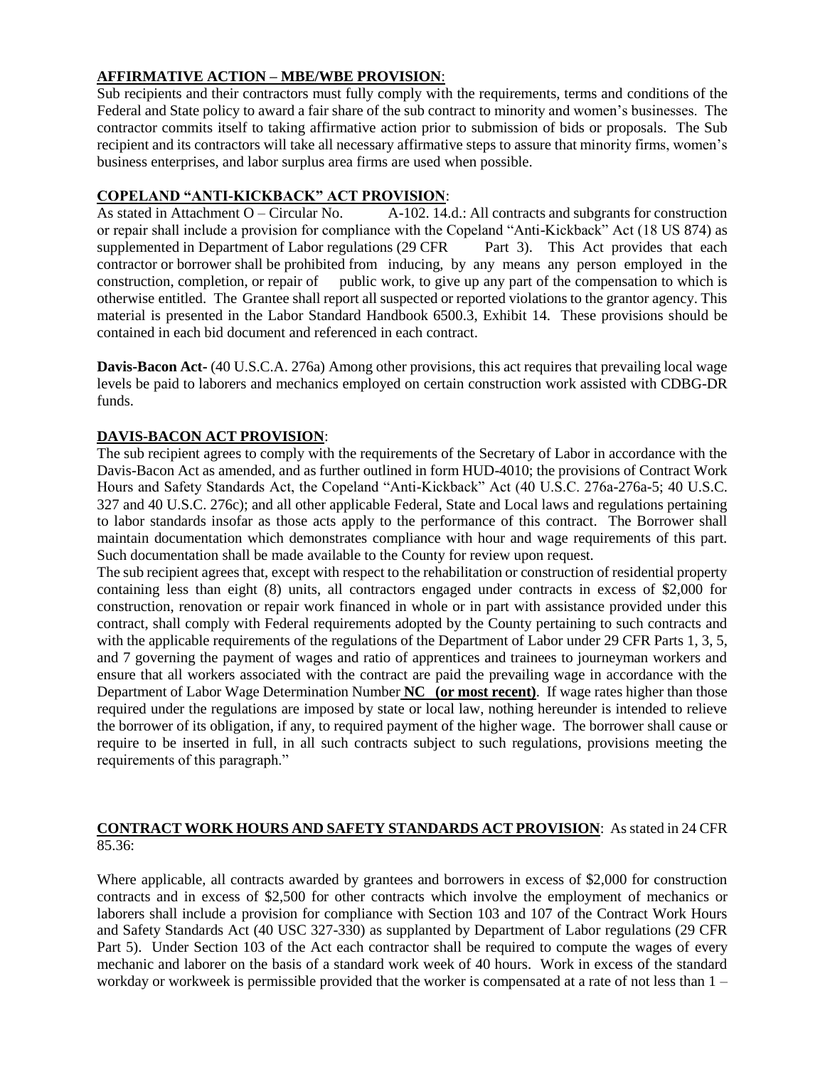**AFFIRMATIVE ACTION – MBE/WBE PROVISION**:

Sub recipients and their contractors must fully comply with the requirements, terms and conditions of the Federal and State policy to award a fair share of the sub contract to minority and women's businesses. The contractor commits itself to taking affirmative action prior to submission of bids or proposals. The Sub recipient and its contractors will take all necessary affirmative steps to assure that minority firms, women's business enterprises, and labor surplus area firms are used when possible.

**COPELAND "ANTI-KICKBACK" ACT PROVISION**:

As stated in Attachment O – Circular No. A-102. 14.d.: All contracts and subgrants for construction or repair shall include a provision for compliance with the Copeland "Anti-Kickback" Act (18 US 874) as supplemented in Department of Labor regulations (29 CFR Part 3). This Act provides that each contractor or borrower shall be prohibited from inducing, by any means any person employed in the construction, completion, or repair of public work, to give up any part of the compensation to which is otherwise entitled. The Grantee shall report all suspected or reported violations to the grantor agency. This material is presented in the Labor Standard Handbook 6500.3, Exhibit 14. These provisions should be contained in each bid document and referenced in each contract.

**Davis-Bacon Act-** (40 U.S.C.A. 276a) Among other provisions, this act requires that prevailing local wage levels be paid to laborers and mechanics employed on certain construction work assisted with CDBG-DR funds.

**DAVIS-BACON ACT PROVISION**:

The sub recipient agrees to comply with the requirements of the Secretary of Labor in accordance with the Davis-Bacon Act as amended, and as further outlined in form HUD-4010; the provisions of Contract Work Hours and Safety Standards Act, the Copeland "Anti-Kickback" Act (40 U.S.C. 276a-276a-5; 40 U.S.C. 327 and 40 U.S.C. 276c); and all other applicable Federal, State and Local laws and regulations pertaining to labor standards insofar as those acts apply to the performance of this contract. The Borrower shall maintain documentation which demonstrates compliance with hour and wage requirements of this part. Such documentation shall be made available to the County for review upon request.

The sub recipient agrees that, except with respect to the rehabilitation or construction of residential property containing less than eight (8) units, all contractors engaged under contracts in excess of $2,000 for construction, renovation or repair work financed in whole or in part with assistance provided under this contract, shall comply with Federal requirements adopted by the County pertaining to such contracts and with the applicable requirements of the regulations of the Department of Labor under 29 CFR Parts 1, 3, 5, and 7 governing the payment of wages and ratio of apprentices and trainees to journeyman workers and ensure that all workers associated with the contract are paid the prevailing wage in accordance with the Department of Labor Wage Determination Number **NC (or most recent)**. If wage rates higher than those required under the regulations are imposed by state or local law, nothing hereunder is intended to relieve the borrower of its obligation, if any, to required payment of the higher wage. The borrower shall cause or require to be inserted in full, in all such contracts subject to such regulations, provisions meeting the requirements of this paragraph."

**CONTRACT WORK HOURS AND SAFETY STANDARDS ACT PROVISION**: As stated in 24 CFR 85.36:

Where applicable, all contracts awarded by grantees and borrowers in excess of $2,000 for construction contracts and in excess of $2,500 for other contracts which involve the employment of mechanics or laborers shall include a provision for compliance with Section 103 and 107 of the Contract Work Hours and Safety Standards Act (40 USC 327-330) as supplanted by Department of Labor regulations (29 CFR Part 5). Under Section 103 of the Act each contractor shall be required to compute the wages of every mechanic and laborer on the basis of a standard work week of 40 hours. Work in excess of the standard workday or workweek is permissible provided that the worker is compensated at a rate of not less than 1 –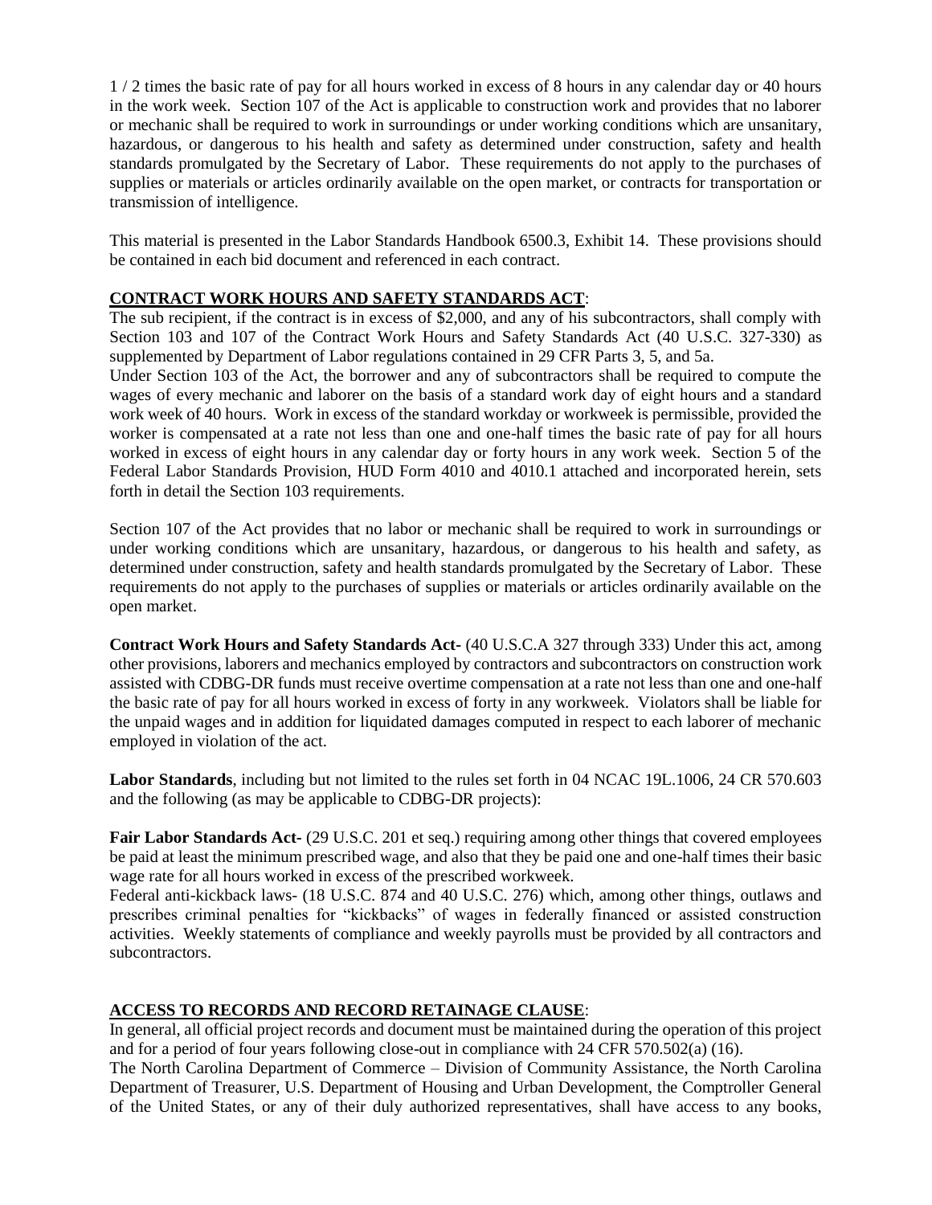1 / 2 times the basic rate of pay for all hours worked in excess of 8 hours in any calendar day or 40 hours in the work week. Section 107 of the Act is applicable to construction work and provides that no laborer or mechanic shall be required to work in surroundings or under working conditions which are unsanitary, hazardous, or dangerous to his health and safety as determined under construction, safety and health standards promulgated by the Secretary of Labor. These requirements do not apply to the purchases of supplies or materials or articles ordinarily available on the open market, or contracts for transportation or transmission of intelligence.

This material is presented in the Labor Standards Handbook 6500.3, Exhibit 14. These provisions should be contained in each bid document and referenced in each contract.

**CONTRACT WORK HOURS AND SAFETY STANDARDS ACT**:

The sub recipient, if the contract is in excess of $2,000, and any of his subcontractors, shall comply with Section 103 and 107 of the Contract Work Hours and Safety Standards Act (40 U.S.C. 327-330) as supplemented by Department of Labor regulations contained in 29 CFR Parts 3, 5, and 5a.

Under Section 103 of the Act, the borrower and any of subcontractors shall be required to compute the wages of every mechanic and laborer on the basis of a standard work day of eight hours and a standard work week of 40 hours. Work in excess of the standard workday or workweek is permissible, provided the worker is compensated at a rate not less than one and one-half times the basic rate of pay for all hours worked in excess of eight hours in any calendar day or forty hours in any work week. Section 5 of the Federal Labor Standards Provision, HUD Form 4010 and 4010.1 attached and incorporated herein, sets forth in detail the Section 103 requirements.

Section 107 of the Act provides that no labor or mechanic shall be required to work in surroundings or under working conditions which are unsanitary, hazardous, or dangerous to his health and safety, as determined under construction, safety and health standards promulgated by the Secretary of Labor. These requirements do not apply to the purchases of supplies or materials or articles ordinarily available on the open market.

**Contract Work Hours and Safety Standards Act-** (40 U.S.C.A 327 through 333) Under this act, among other provisions, laborers and mechanics employed by contractors and subcontractors on construction work assisted with CDBG-DR funds must receive overtime compensation at a rate not less than one and one-half the basic rate of pay for all hours worked in excess of forty in any workweek. Violators shall be liable for the unpaid wages and in addition for liquidated damages computed in respect to each laborer of mechanic employed in violation of the act.

**Labor Standards**, including but not limited to the rules set forth in 04 NCAC 19L.1006, 24 CR 570.603 and the following (as may be applicable to CDBG-DR projects):

**Fair Labor Standards Act-** (29 U.S.C. 201 et seq.) requiring among other things that covered employees be paid at least the minimum prescribed wage, and also that they be paid one and one-half times their basic wage rate for all hours worked in excess of the prescribed workweek.

Federal anti-kickback laws- (18 U.S.C. 874 and 40 U.S.C. 276) which, among other things, outlaws and prescribes criminal penalties for "kickbacks" of wages in federally financed or assisted construction activities. Weekly statements of compliance and weekly payrolls must be provided by all contractors and subcontractors.

**ACCESS TO RECORDS AND RECORD RETAINAGE CLAUSE**:

In general, all official project records and document must be maintained during the operation of this project and for a period of four years following close-out in compliance with 24 CFR 570.502(a) (16).

The North Carolina Department of Commerce – Division of Community Assistance, the North Carolina Department of Treasurer, U.S. Department of Housing and Urban Development, the Comptroller General of the United States, or any of their duly authorized representatives, shall have access to any books,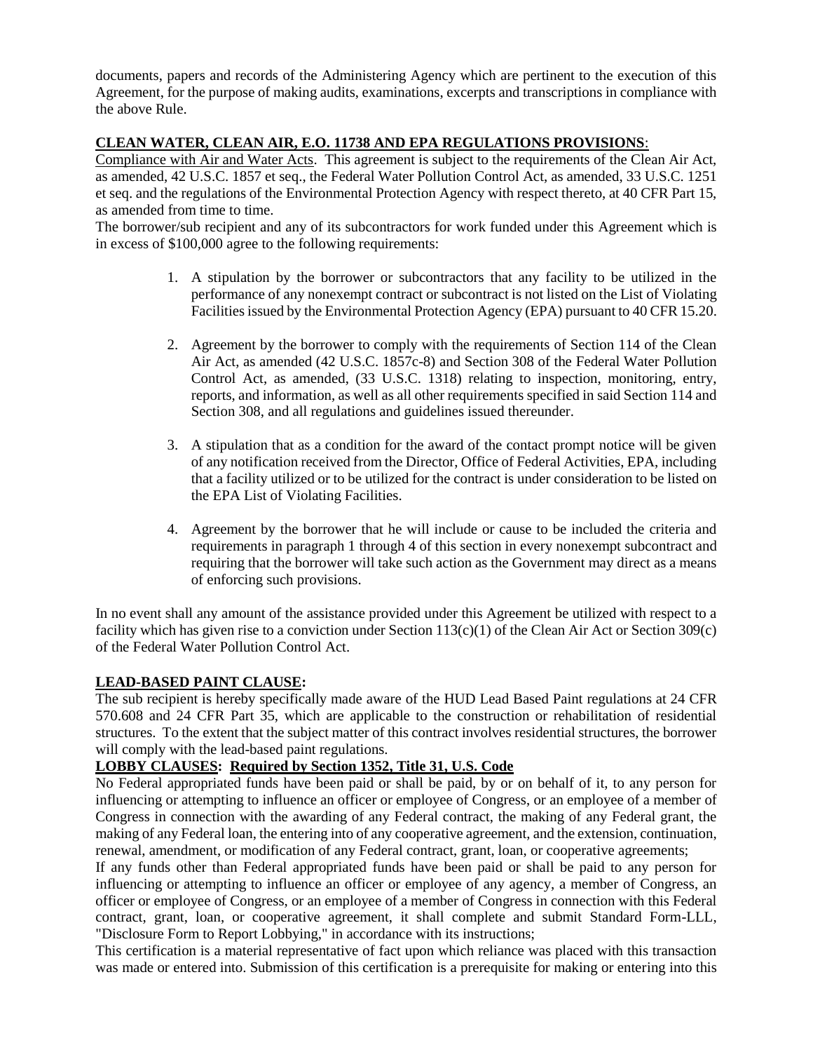documents, papers and records of the Administering Agency which are pertinent to the execution of this Agreement, for the purpose of making audits, examinations, excerpts and transcriptions in compliance with the above Rule.

**CLEAN WATER, CLEAN AIR, E.O. 11738 AND EPA REGULATIONS PROVISIONS**:

Compliance with Air and Water Acts. This agreement is subject to the requirements of the Clean Air Act, as amended, 42 U.S.C. 1857 et seq., the Federal Water Pollution Control Act, as amended, 33 U.S.C. 1251 et seq. and the regulations of the Environmental Protection Agency with respect thereto, at 40 CFR Part 15, as amended from time to time.

The borrower/sub recipient and any of its subcontractors for work funded under this Agreement which is in excess of $100,000 agree to the following requirements:

1. A stipulation by the borrower or subcontractors that any facility to be utilized in the performance of any nonexempt contract or subcontract is not listed on the List of Violating Facilities issued by the Environmental Protection Agency (EPA) pursuant to 40 CFR 15.20.

2. Agreement by the borrower to comply with the requirements of Section 114 of the Clean Air Act, as amended (42 U.S.C. 1857c-8) and Section 308 of the Federal Water Pollution Control Act, as amended, (33 U.S.C. 1318) relating to inspection, monitoring, entry, reports, and information, as well as all other requirements specified in said Section 114 and Section 308, and all regulations and guidelines issued thereunder.

3. A stipulation that as a condition for the award of the contact prompt notice will be given of any notification received from the Director, Office of Federal Activities, EPA, including that a facility utilized or to be utilized for the contract is under consideration to be listed on the EPA List of Violating Facilities.

4. Agreement by the borrower that he will include or cause to be included the criteria and requirements in paragraph 1 through 4 of this section in every nonexempt subcontract and requiring that the borrower will take such action as the Government may direct as a means of enforcing such provisions.

In no event shall any amount of the assistance provided under this Agreement be utilized with respect to a facility which has given rise to a conviction under Section 113(c)(1) of the Clean Air Act or Section 309(c) of the Federal Water Pollution Control Act.

**LEAD-BASED PAINT CLAUSE:**

The sub recipient is hereby specifically made aware of the HUD Lead Based Paint regulations at 24 CFR 570.608 and 24 CFR Part 35, which are applicable to the construction or rehabilitation of residential structures. To the extent that the subject matter of this contract involves residential structures, the borrower will comply with the lead-based paint regulations.

**LOBBY CLAUSES: Required by Section 1352, Title 31, U.S. Code**

No Federal appropriated funds have been paid or shall be paid, by or on behalf of it, to any person for influencing or attempting to influence an officer or employee of Congress, or an employee of a member of Congress in connection with the awarding of any Federal contract, the making of any Federal grant, the making of any Federal loan, the entering into of any cooperative agreement, and the extension, continuation, renewal, amendment, or modification of any Federal contract, grant, loan, or cooperative agreements;

If any funds other than Federal appropriated funds have been paid or shall be paid to any person for influencing or attempting to influence an officer or employee of any agency, a member of Congress, an officer or employee of Congress, or an employee of a member of Congress in connection with this Federal contract, grant, loan, or cooperative agreement, it shall complete and submit Standard Form-LLL, "Disclosure Form to Report Lobbying," in accordance with its instructions;

This certification is a material representative of fact upon which reliance was placed with this transaction was made or entered into. Submission of this certification is a prerequisite for making or entering into this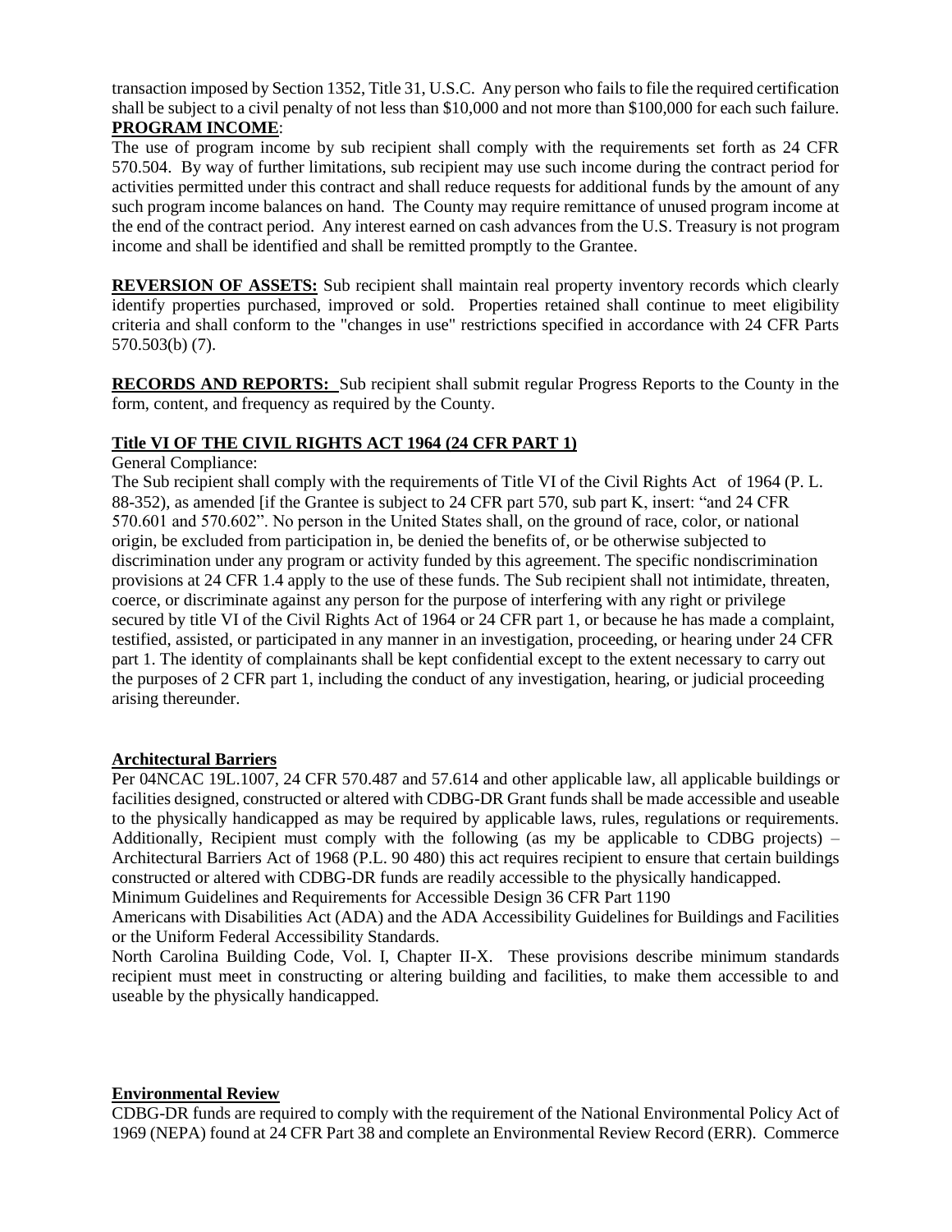transaction imposed by Section 1352, Title 31, U.S.C. Any person who fails to file the required certification shall be subject to a civil penalty of not less than $10,000 and not more than $100,000 for each such failure.

**PROGRAM INCOME**:

The use of program income by sub recipient shall comply with the requirements set forth as 24 CFR 570.504. By way of further limitations, sub recipient may use such income during the contract period for activities permitted under this contract and shall reduce requests for additional funds by the amount of any such program income balances on hand. The County may require remittance of unused program income at the end of the contract period. Any interest earned on cash advances from the U.S. Treasury is not program income and shall be identified and shall be remitted promptly to the Grantee.

**REVERSION OF ASSETS:** Sub recipient shall maintain real property inventory records which clearly identify properties purchased, improved or sold. Properties retained shall continue to meet eligibility criteria and shall conform to the "changes in use" restrictions specified in accordance with 24 CFR Parts 570.503(b) (7).

**RECORDS AND REPORTS:** Sub recipient shall submit regular Progress Reports to the County in the form, content, and frequency as required by the County.

**Title VI OF THE CIVIL RIGHTS ACT 1964 (24 CFR PART 1)**

General Compliance:

The Sub recipient shall comply with the requirements of Title VI of the Civil Rights Act of 1964 (P. L. 88-352), as amended [if the Grantee is subject to 24 CFR part 570, sub part K, insert: "and 24 CFR 570.601 and 570.602". No person in the United States shall, on the ground of race, color, or national origin, be excluded from participation in, be denied the benefits of, or be otherwise subjected to discrimination under any program or activity funded by this agreement. The specific nondiscrimination provisions at 24 CFR 1.4 apply to the use of these funds. The Sub recipient shall not intimidate, threaten, coerce, or discriminate against any person for the purpose of interfering with any right or privilege secured by title VI of the Civil Rights Act of 1964 or 24 CFR part 1, or because he has made a complaint, testified, assisted, or participated in any manner in an investigation, proceeding, or hearing under 24 CFR part 1. The identity of complainants shall be kept confidential except to the extent necessary to carry out the purposes of 2 CFR part 1, including the conduct of any investigation, hearing, or judicial proceeding arising thereunder.

**Architectural Barriers**

Per 04NCAC 19L.1007, 24 CFR 570.487 and 57.614 and other applicable law, all applicable buildings or facilities designed, constructed or altered with CDBG-DR Grant funds shall be made accessible and useable to the physically handicapped as may be required by applicable laws, rules, regulations or requirements. Additionally, Recipient must comply with the following (as my be applicable to CDBG projects) – Architectural Barriers Act of 1968 (P.L. 90 480) this act requires recipient to ensure that certain buildings constructed or altered with CDBG-DR funds are readily accessible to the physically handicapped.

Minimum Guidelines and Requirements for Accessible Design 36 CFR Part 1190

Americans with Disabilities Act (ADA) and the ADA Accessibility Guidelines for Buildings and Facilities or the Uniform Federal Accessibility Standards.

North Carolina Building Code, Vol. I, Chapter II-X. These provisions describe minimum standards recipient must meet in constructing or altering building and facilities, to make them accessible to and useable by the physically handicapped.

**Environmental Review**

CDBG-DR funds are required to comply with the requirement of the National Environmental Policy Act of 1969 (NEPA) found at 24 CFR Part 38 and complete an Environmental Review Record (ERR). Commerce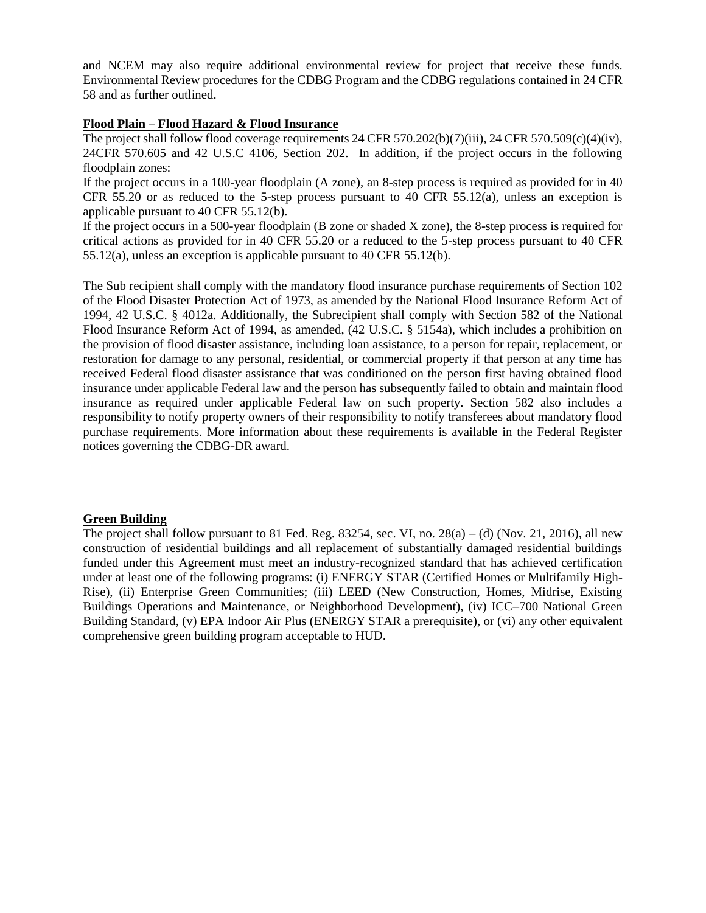and NCEM may also require additional environmental review for project that receive these funds. Environmental Review procedures for the CDBG Program and the CDBG regulations contained in 24 CFR 58 and as further outlined.

**Flood Plain – Flood Hazard & Flood Insurance**

The project shall follow flood coverage requirements 24 CFR 570.202(b)(7)(iii), 24 CFR 570.509(c)(4)(iv), 24CFR 570.605 and 42 U.S.C 4106, Section 202. In addition, if the project occurs in the following floodplain zones:

If the project occurs in a 100-year floodplain (A zone), an 8-step process is required as provided for in 40 CFR 55.20 or as reduced to the 5-step process pursuant to 40 CFR 55.12(a), unless an exception is applicable pursuant to 40 CFR 55.12(b).

If the project occurs in a 500-year floodplain (B zone or shaded X zone), the 8-step process is required for critical actions as provided for in 40 CFR 55.20 or a reduced to the 5-step process pursuant to 40 CFR 55.12(a), unless an exception is applicable pursuant to 40 CFR 55.12(b).

The Sub recipient shall comply with the mandatory flood insurance purchase requirements of Section 102 of the Flood Disaster Protection Act of 1973, as amended by the National Flood Insurance Reform Act of 1994, 42 U.S.C. § 4012a. Additionally, the Subrecipient shall comply with Section 582 of the National Flood Insurance Reform Act of 1994, as amended, (42 U.S.C. § 5154a), which includes a prohibition on the provision of flood disaster assistance, including loan assistance, to a person for repair, replacement, or restoration for damage to any personal, residential, or commercial property if that person at any time has received Federal flood disaster assistance that was conditioned on the person first having obtained flood insurance under applicable Federal law and the person has subsequently failed to obtain and maintain flood insurance as required under applicable Federal law on such property. Section 582 also includes a responsibility to notify property owners of their responsibility to notify transferees about mandatory flood purchase requirements. More information about these requirements is available in the Federal Register notices governing the CDBG-DR award.

**Green Building**

The project shall follow pursuant to 81 Fed. Reg. 83254, sec. VI, no. 28(a) – (d) (Nov. 21, 2016), all new construction of residential buildings and all replacement of substantially damaged residential buildings funded under this Agreement must meet an industry-recognized standard that has achieved certification under at least one of the following programs: (i) ENERGY STAR (Certified Homes or Multifamily High-Rise), (ii) Enterprise Green Communities; (iii) LEED (New Construction, Homes, Midrise, Existing Buildings Operations and Maintenance, or Neighborhood Development), (iv) ICC–700 National Green Building Standard, (v) EPA Indoor Air Plus (ENERGY STAR a prerequisite), or (vi) any other equivalent comprehensive green building program acceptable to HUD.